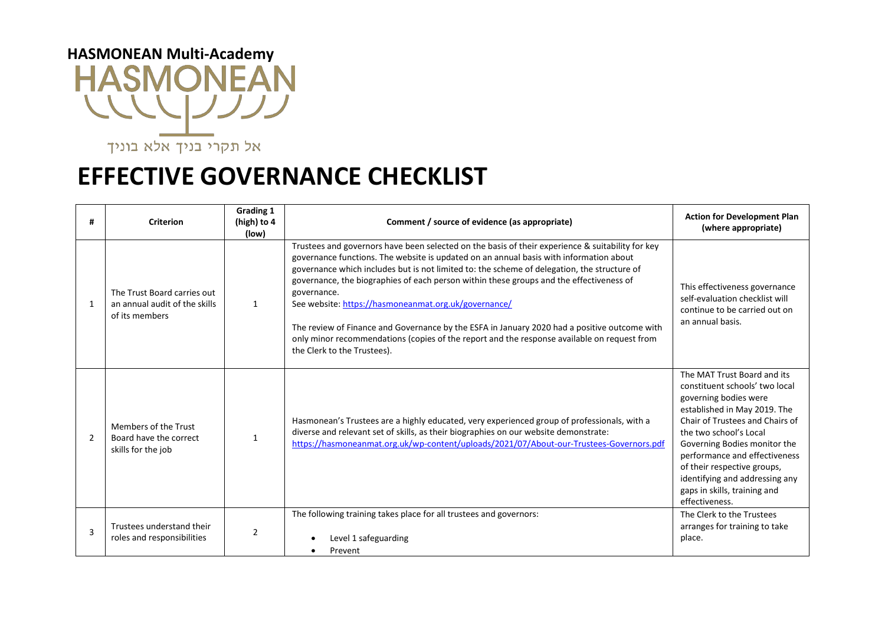**HASMONEAN Multi-Academy**

HASMONEAN

אל תקרי בניך אלא בוניך

# EFFECTIVE GOVERNANCE CHECKLIST

| # | Criterion | Grading 1 (high) to 4 (low) | Comment / source of evidence (as appropriate) | Action for Development Plan (where appropriate) |
|---|---|---|---|---|
| 1 | The Trust Board carries out an annual audit of the skills of its members | 1 | Trustees and governors have been selected on the basis of their experience & suitability for key governance functions. The website is updated on an annual basis with information about governance which includes but is not limited to: the scheme of delegation, the structure of governance, the biographies of each person within these groups and the effectiveness of governance.<br>See website: https://hasmoneanmat.org.uk/governance/<br><br>The review of Finance and Governance by the ESFA in January 2020 had a positive outcome with only minor recommendations (copies of the report and the response available on request from the Clerk to the Trustees). | This effectiveness governance self-evaluation checklist will continue to be carried out on an annual basis. |
| 2 | Members of the Trust Board have the correct skills for the job | 1 | Hasmonean's Trustees are a highly educated, very experienced group of professionals, with a diverse and relevant set of skills, as their biographies on our website demonstrate:<br>https://hasmoneanmat.org.uk/wp-content/uploads/2021/07/About-our-Trustees-Governors.pdf | The MAT Trust Board and its constituent schools' two local governing bodies were established in May 2019. The Chair of Trustees and Chairs of the two school's Local Governing Bodies monitor the performance and effectiveness of their respective groups, identifying and addressing any gaps in skills, training and effectiveness. |
| 3 | Trustees understand their roles and responsibilities | 2 | The following training takes place for all trustees and governors:<br><br>• Level 1 safeguarding<br>• Prevent | The Clerk to the Trustees arranges for training to take place. |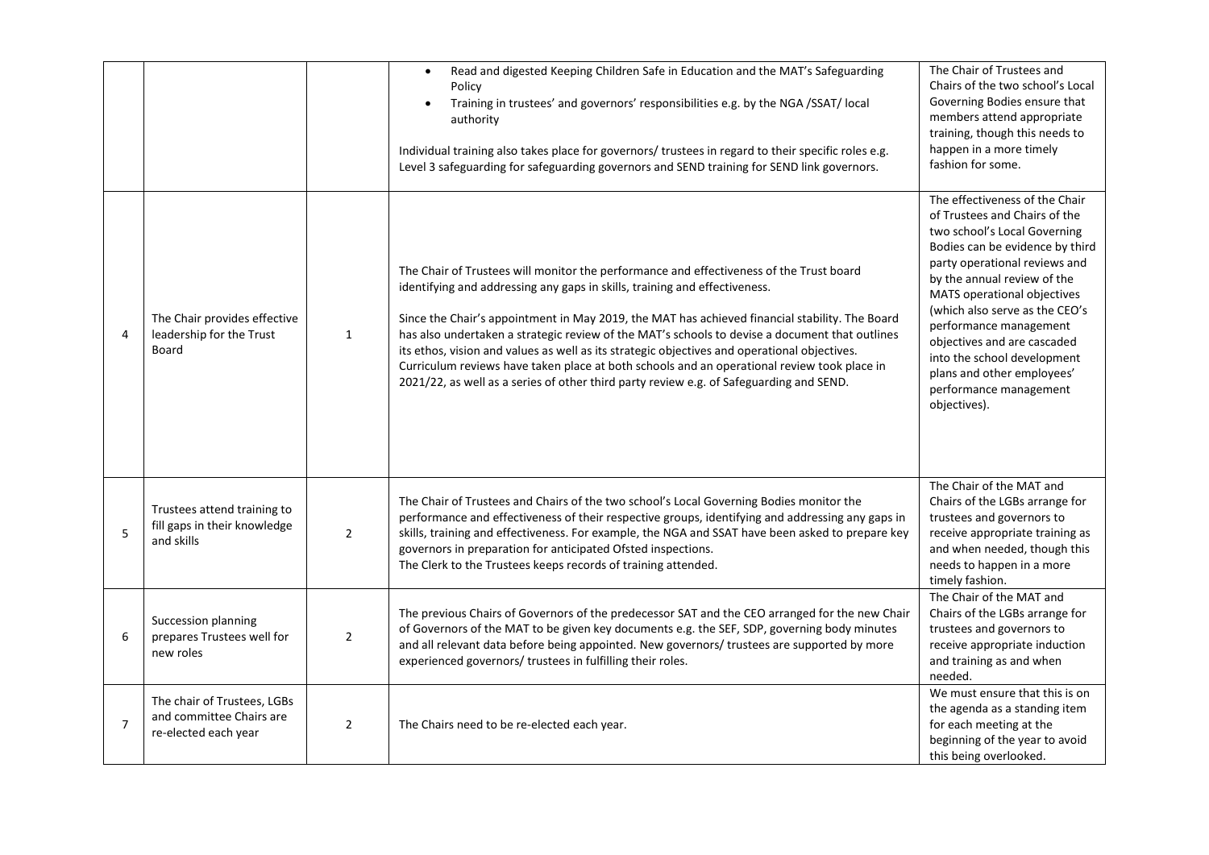| | | | | |
|---|---|---|---|---|
| | | | • Read and digested Keeping Children Safe in Education and the MAT's Safeguarding Policy<br>• Training in trustees' and governors' responsibilities e.g. by the NGA /SSAT/ local authority<br><br>Individual training also takes place for governors/ trustees in regard to their specific roles e.g. Level 3 safeguarding for safeguarding governors and SEND training for SEND link governors. | The Chair of Trustees and Chairs of the two school's Local Governing Bodies ensure that members attend appropriate training, though this needs to happen in a more timely fashion for some. |
| 4 | The Chair provides effective leadership for the Trust Board | 1 | The Chair of Trustees will monitor the performance and effectiveness of the Trust board identifying and addressing any gaps in skills, training and effectiveness.<br><br>Since the Chair's appointment in May 2019, the MAT has achieved financial stability. The Board has also undertaken a strategic review of the MAT's schools to devise a document that outlines its ethos, vision and values as well as its strategic objectives and operational objectives. Curriculum reviews have taken place at both schools and an operational review took place in 2021/22, as well as a series of other third party review e.g. of Safeguarding and SEND. | The effectiveness of the Chair of Trustees and Chairs of the two school's Local Governing Bodies can be evidence by third party operational reviews and by the annual review of the MATS operational objectives (which also serve as the CEO's performance management objectives and are cascaded into the school development plans and other employees' performance management objectives). |
| 5 | Trustees attend training to fill gaps in their knowledge and skills | 2 | The Chair of Trustees and Chairs of the two school's Local Governing Bodies monitor the performance and effectiveness of their respective groups, identifying and addressing any gaps in skills, training and effectiveness. For example, the NGA and SSAT have been asked to prepare key governors in preparation for anticipated Ofsted inspections.<br>The Clerk to the Trustees keeps records of training attended. | The Chair of the MAT and Chairs of the LGBs arrange for trustees and governors to receive appropriate training as and when needed, though this needs to happen in a more timely fashion. |
| 6 | Succession planning prepares Trustees well for new roles | 2 | The previous Chairs of Governors of the predecessor SAT and the CEO arranged for the new Chair of Governors of the MAT to be given key documents e.g. the SEF, SDP, governing body minutes and all relevant data before being appointed. New governors/ trustees are supported by more experienced governors/ trustees in fulfilling their roles. | The Chair of the MAT and Chairs of the LGBs arrange for trustees and governors to receive appropriate induction and training as and when needed. |
| 7 | The chair of Trustees, LGBs and committee Chairs are re-elected each year | 2 | The Chairs need to be re-elected each year. | We must ensure that this is on the agenda as a standing item for each meeting at the beginning of the year to avoid this being overlooked. |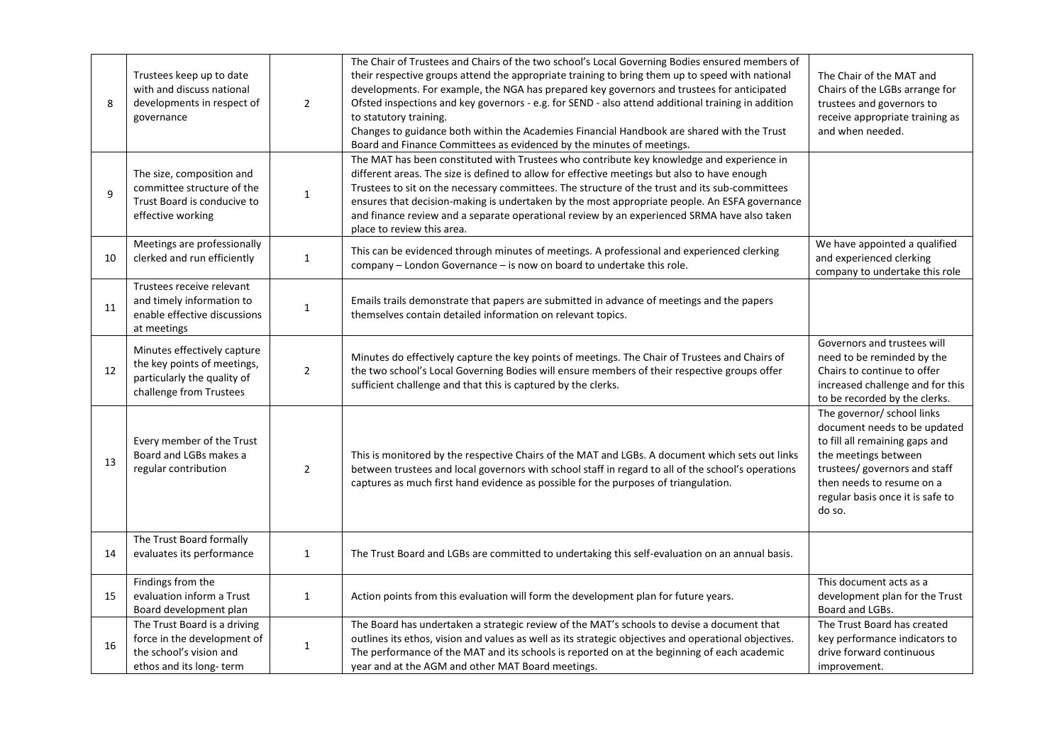| | | | | |
|---|---|---|---|---|
| 8 | Trustees keep up to date with and discuss national developments in respect of governance | 2 | The Chair of Trustees and Chairs of the two school's Local Governing Bodies ensured members of their respective groups attend the appropriate training to bring them up to speed with national developments. For example, the NGA has prepared key governors and trustees for anticipated Ofsted inspections and key governors - e.g. for SEND - also attend additional training in addition to statutory training.<br>Changes to guidance both within the Academies Financial Handbook are shared with the Trust Board and Finance Committees as evidenced by the minutes of meetings. | The Chair of the MAT and Chairs of the LGBs arrange for trustees and governors to receive appropriate training as and when needed. |
| 9 | The size, composition and committee structure of the Trust Board is conducive to effective working | 1 | The MAT has been constituted with Trustees who contribute key knowledge and experience in different areas. The size is defined to allow for effective meetings but also to have enough Trustees to sit on the necessary committees. The structure of the trust and its sub-committees ensures that decision-making is undertaken by the most appropriate people. An ESFA governance and finance review and a separate operational review by an experienced SRMA have also taken place to review this area. | |
| 10 | Meetings are professionally clerked and run efficiently | 1 | This can be evidenced through minutes of meetings. A professional and experienced clerking company – London Governance – is now on board to undertake this role. | We have appointed a qualified and experienced clerking company to undertake this role |
| 11 | Trustees receive relevant and timely information to enable effective discussions at meetings | 1 | Emails trails demonstrate that papers are submitted in advance of meetings and the papers themselves contain detailed information on relevant topics. | |
| 12 | Minutes effectively capture the key points of meetings, particularly the quality of challenge from Trustees | 2 | Minutes do effectively capture the key points of meetings. The Chair of Trustees and Chairs of the two school's Local Governing Bodies will ensure members of their respective groups offer sufficient challenge and that this is captured by the clerks. | Governors and trustees will need to be reminded by the Chairs to continue to offer increased challenge and for this to be recorded by the clerks. |
| 13 | Every member of the Trust Board and LGBs makes a regular contribution | 2 | This is monitored by the respective Chairs of the MAT and LGBs. A document which sets out links between trustees and local governors with school staff in regard to all of the school's operations captures as much first hand evidence as possible for the purposes of triangulation. | The governor/ school links document needs to be updated to fill all remaining gaps and the meetings between trustees/ governors and staff then needs to resume on a regular basis once it is safe to do so. |
| 14 | The Trust Board formally evaluates its performance | 1 | The Trust Board and LGBs are committed to undertaking this self-evaluation on an annual basis. | |
| 15 | Findings from the evaluation inform a Trust Board development plan | 1 | Action points from this evaluation will form the development plan for future years. | This document acts as a development plan for the Trust Board and LGBs. |
| 16 | The Trust Board is a driving force in the development of the school's vision and ethos and its long- term | 1 | The Board has undertaken a strategic review of the MAT's schools to devise a document that outlines its ethos, vision and values as well as its strategic objectives and operational objectives. The performance of the MAT and its schools is reported on at the beginning of each academic year and at the AGM and other MAT Board meetings. | The Trust Board has created key performance indicators to drive forward continuous improvement. |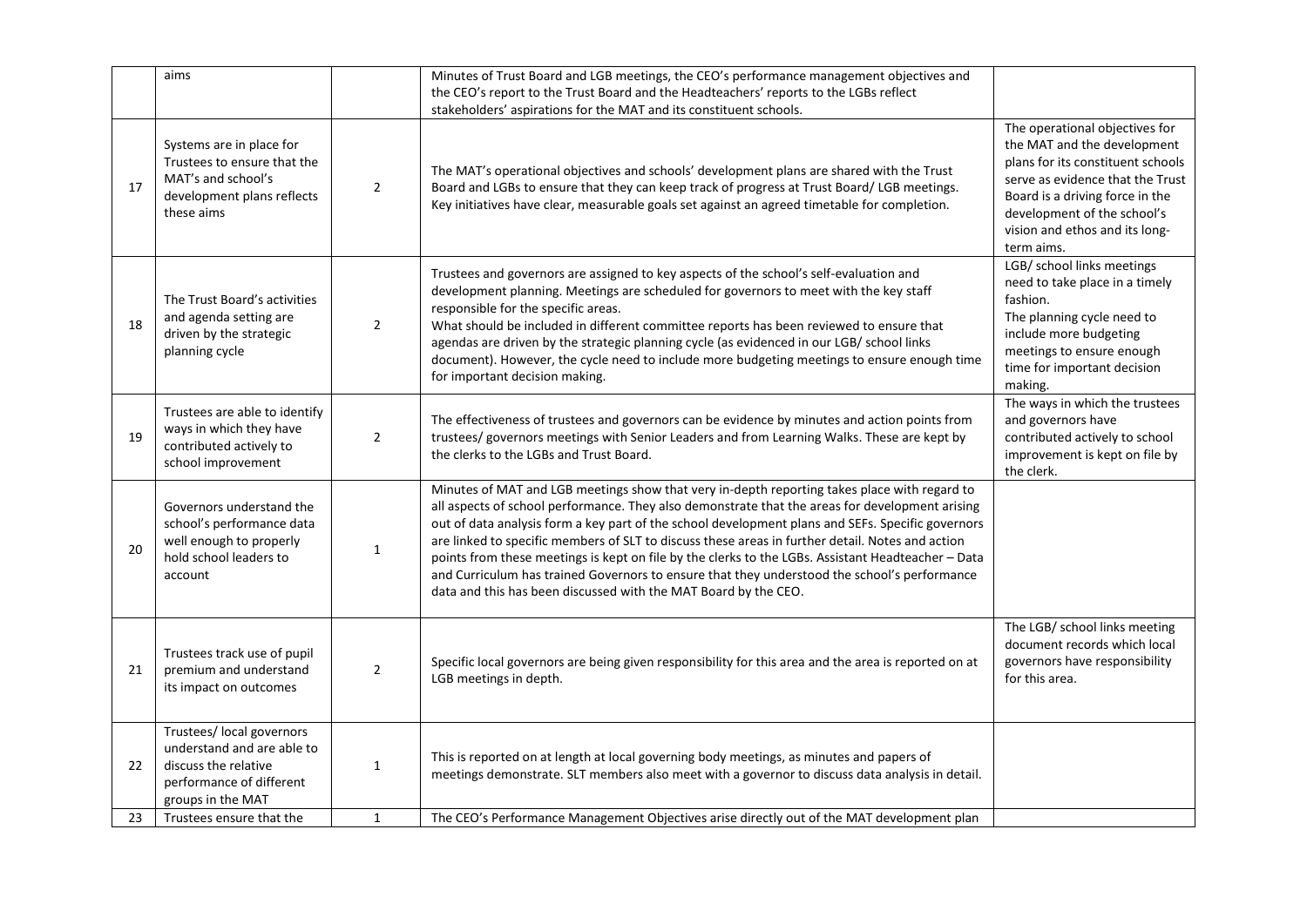| | | | | |
|---|---|---|---|---|
| | aims | | Minutes of Trust Board and LGB meetings, the CEO's performance management objectives and the CEO's report to the Trust Board and the Headteachers' reports to the LGBs reflect stakeholders' aspirations for the MAT and its constituent schools. | |
| 17 | Systems are in place for Trustees to ensure that the MAT's and school's development plans reflects these aims | 2 | The MAT's operational objectives and schools' development plans are shared with the Trust Board and LGBs to ensure that they can keep track of progress at Trust Board/ LGB meetings. Key initiatives have clear, measurable goals set against an agreed timetable for completion. | The operational objectives for the MAT and the development plans for its constituent schools serve as evidence that the Trust Board is a driving force in the development of the school's vision and ethos and its long-term aims. |
| 18 | The Trust Board's activities and agenda setting are driven by the strategic planning cycle | 2 | Trustees and governors are assigned to key aspects of the school's self-evaluation and development planning. Meetings are scheduled for governors to meet with the key staff responsible for the specific areas.<br>What should be included in different committee reports has been reviewed to ensure that agendas are driven by the strategic planning cycle (as evidenced in our LGB/ school links document). However, the cycle need to include more budgeting meetings to ensure enough time for important decision making. | LGB/ school links meetings need to take place in a timely fashion.<br>The planning cycle need to include more budgeting meetings to ensure enough time for important decision making. |
| 19 | Trustees are able to identify ways in which they have contributed actively to school improvement | 2 | The effectiveness of trustees and governors can be evidence by minutes and action points from trustees/ governors meetings with Senior Leaders and from Learning Walks. These are kept by the clerks to the LGBs and Trust Board. | The ways in which the trustees and governors have contributed actively to school improvement is kept on file by the clerk. |
| 20 | Governors understand the school's performance data well enough to properly hold school leaders to account | 1 | Minutes of MAT and LGB meetings show that very in-depth reporting takes place with regard to all aspects of school performance. They also demonstrate that the areas for development arising out of data analysis form a key part of the school development plans and SEFs. Specific governors are linked to specific members of SLT to discuss these areas in further detail. Notes and action points from these meetings is kept on file by the clerks to the LGBs. Assistant Headteacher – Data and Curriculum has trained Governors to ensure that they understood the school's performance data and this has been discussed with the MAT Board by the CEO. | |
| 21 | Trustees track use of pupil premium and understand its impact on outcomes | 2 | Specific local governors are being given responsibility for this area and the area is reported on at LGB meetings in depth. | The LGB/ school links meeting document records which local governors have responsibility for this area. |
| 22 | Trustees/ local governors understand and are able to discuss the relative performance of different groups in the MAT | 1 | This is reported on at length at local governing body meetings, as minutes and papers of meetings demonstrate. SLT members also meet with a governor to discuss data analysis in detail. | |
| 23 | Trustees ensure that the | 1 | The CEO's Performance Management Objectives arise directly out of the MAT development plan | |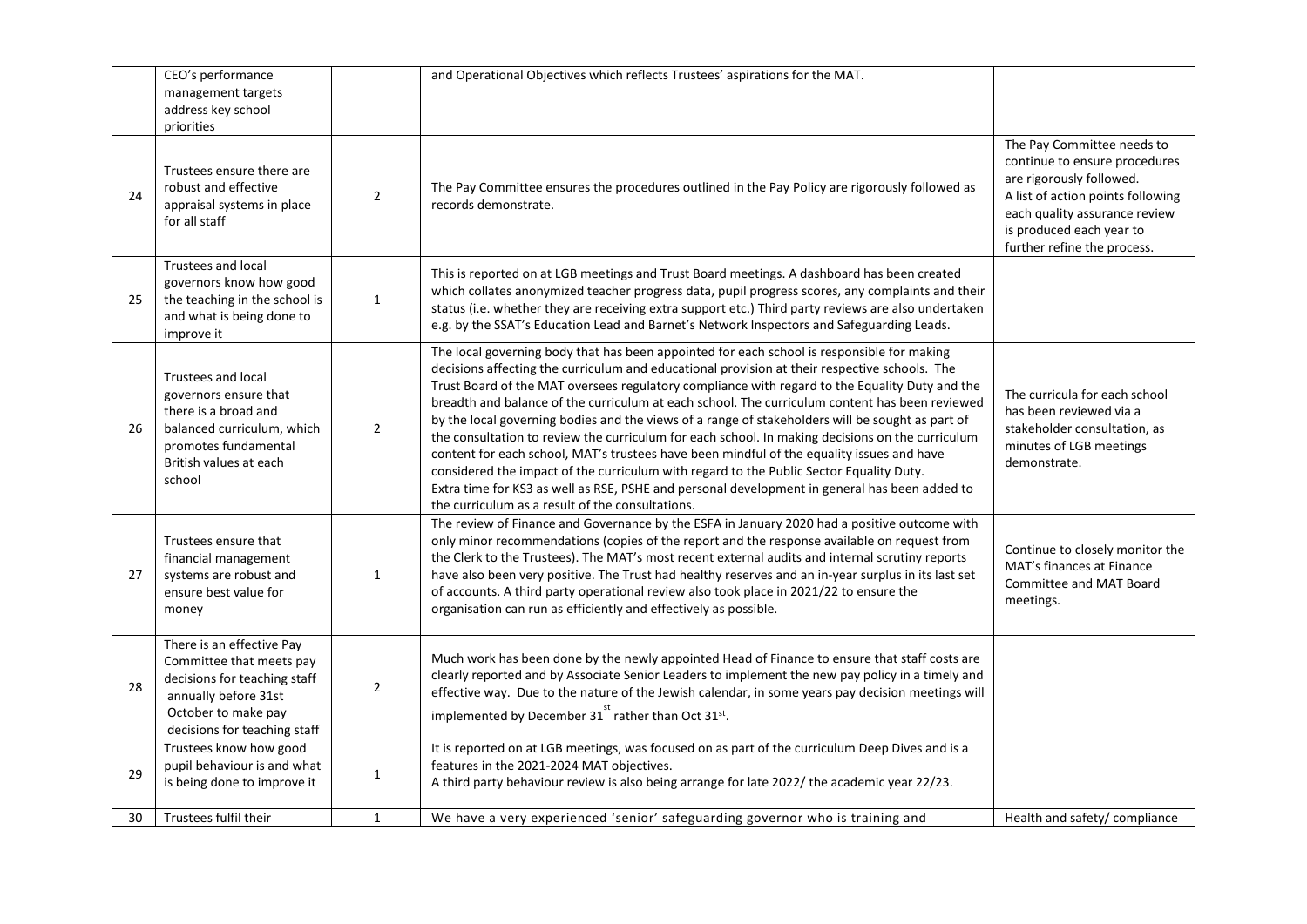| | | | | |
|---|---|---|---|---|
| | CEO's performance management targets address key school priorities | | and Operational Objectives which reflects Trustees' aspirations for the MAT. | |
| 24 | Trustees ensure there are robust and effective appraisal systems in place for all staff | 2 | The Pay Committee ensures the procedures outlined in the Pay Policy are rigorously followed as records demonstrate. | The Pay Committee needs to continue to ensure procedures are rigorously followed. A list of action points following each quality assurance review is produced each year to further refine the process. |
| 25 | Trustees and local governors know how good the teaching in the school is and what is being done to improve it | 1 | This is reported on at LGB meetings and Trust Board meetings. A dashboard has been created which collates anonymized teacher progress data, pupil progress scores, any complaints and their status (i.e. whether they are receiving extra support etc.) Third party reviews are also undertaken e.g. by the SSAT's Education Lead and Barnet's Network Inspectors and Safeguarding Leads. | |
| 26 | Trustees and local governors ensure that there is a broad and balanced curriculum, which promotes fundamental British values at each school | 2 | The local governing body that has been appointed for each school is responsible for making decisions affecting the curriculum and educational provision at their respective schools. The Trust Board of the MAT oversees regulatory compliance with regard to the Equality Duty and the breadth and balance of the curriculum at each school. The curriculum content has been reviewed by the local governing bodies and the views of a range of stakeholders will be sought as part of the consultation to review the curriculum for each school. In making decisions on the curriculum content for each school, MAT's trustees have been mindful of the equality issues and have considered the impact of the curriculum with regard to the Public Sector Equality Duty. Extra time for KS3 as well as RSE, PSHE and personal development in general has been added to the curriculum as a result of the consultations. | The curricula for each school has been reviewed via a stakeholder consultation, as minutes of LGB meetings demonstrate. |
| 27 | Trustees ensure that financial management systems are robust and ensure best value for money | 1 | The review of Finance and Governance by the ESFA in January 2020 had a positive outcome with only minor recommendations (copies of the report and the response available on request from the Clerk to the Trustees). The MAT's most recent external audits and internal scrutiny reports have also been very positive. The Trust had healthy reserves and an in-year surplus in its last set of accounts. A third party operational review also took place in 2021/22 to ensure the organisation can run as efficiently and effectively as possible. | Continue to closely monitor the MAT's finances at Finance Committee and MAT Board meetings. |
| 28 | There is an effective Pay Committee that meets pay decisions for teaching staff annually before 31st October to make pay decisions for teaching staff | 2 | Much work has been done by the newly appointed Head of Finance to ensure that staff costs are clearly reported and by Associate Senior Leaders to implement the new pay policy in a timely and effective way. Due to the nature of the Jewish calendar, in some years pay decision meetings will implemented by December 31st rather than Oct 31st. | |
| 29 | Trustees know how good pupil behaviour is and what is being done to improve it | 1 | It is reported on at LGB meetings, was focused on as part of the curriculum Deep Dives and is a features in the 2021-2024 MAT objectives.<br>A third party behaviour review is also being arrange for late 2022/ the academic year 22/23. | |
| 30 | Trustees fulfil their | 1 | We have a very experienced 'senior' safeguarding governor who is training and | Health and safety/ compliance |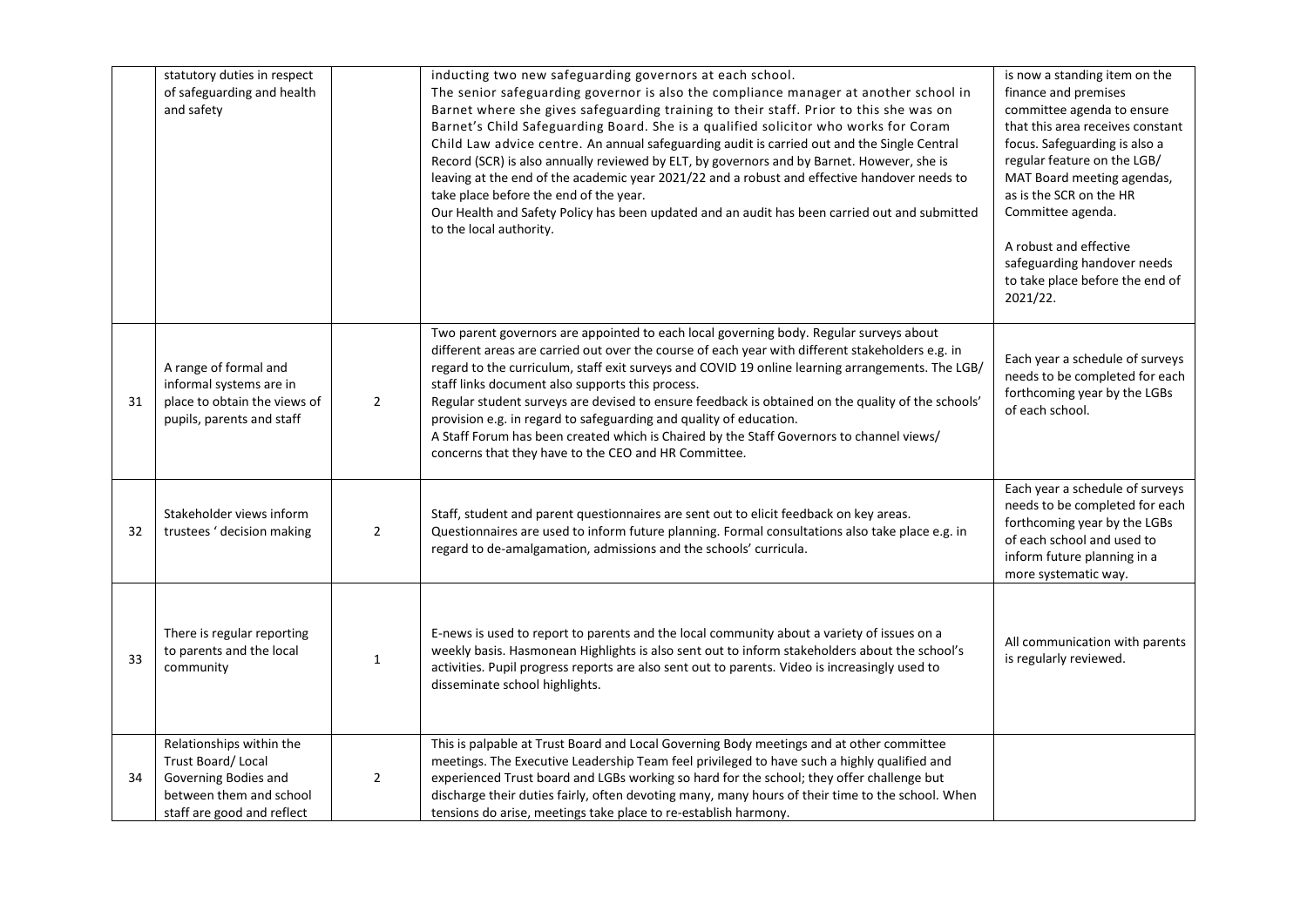| | | | | |
|---|---|---|---|---|
| | statutory duties in respect of safeguarding and health and safety | | inducting two new safeguarding governors at each school. The senior safeguarding governor is also the compliance manager at another school in Barnet where she gives safeguarding training to their staff. Prior to this she was on Barnet's Child Safeguarding Board. She is a qualified solicitor who works for Coram Child Law advice centre. An annual safeguarding audit is carried out and the Single Central Record (SCR) is also annually reviewed by ELT, by governors and by Barnet. However, she is leaving at the end of the academic year 2021/22 and a robust and effective handover needs to take place before the end of the year. Our Health and Safety Policy has been updated and an audit has been carried out and submitted to the local authority. | is now a standing item on the finance and premises committee agenda to ensure that this area receives constant focus. Safeguarding is also a regular feature on the LGB/ MAT Board meeting agendas, as is the SCR on the HR Committee agenda. A robust and effective safeguarding handover needs to take place before the end of 2021/22. |
| 31 | A range of formal and informal systems are in place to obtain the views of pupils, parents and staff | 2 | Two parent governors are appointed to each local governing body. Regular surveys about different areas are carried out over the course of each year with different stakeholders e.g. in regard to the curriculum, staff exit surveys and COVID 19 online learning arrangements. The LGB/ staff links document also supports this process. Regular student surveys are devised to ensure feedback is obtained on the quality of the schools' provision e.g. in regard to safeguarding and quality of education. A Staff Forum has been created which is Chaired by the Staff Governors to channel views/ concerns that they have to the CEO and HR Committee. | Each year a schedule of surveys needs to be completed for each forthcoming year by the LGBs of each school. |
| 32 | Stakeholder views inform trustees ' decision making | 2 | Staff, student and parent questionnaires are sent out to elicit feedback on key areas. Questionnaires are used to inform future planning. Formal consultations also take place e.g. in regard to de-amalgamation, admissions and the schools' curricula. | Each year a schedule of surveys needs to be completed for each forthcoming year by the LGBs of each school and used to inform future planning in a more systematic way. |
| 33 | There is regular reporting to parents and the local community | 1 | E-news is used to report to parents and the local community about a variety of issues on a weekly basis. Hasmonean Highlights is also sent out to inform stakeholders about the school's activities. Pupil progress reports are also sent out to parents. Video is increasingly used to disseminate school highlights. | All communication with parents is regularly reviewed. |
| 34 | Relationships within the Trust Board/ Local Governing Bodies and between them and school staff are good and reflect | 2 | This is palpable at Trust Board and Local Governing Body meetings and at other committee meetings. The Executive Leadership Team feel privileged to have such a highly qualified and experienced Trust board and LGBs working so hard for the school; they offer challenge but discharge their duties fairly, often devoting many, many hours of their time to the school. When tensions do arise, meetings take place to re-establish harmony. | |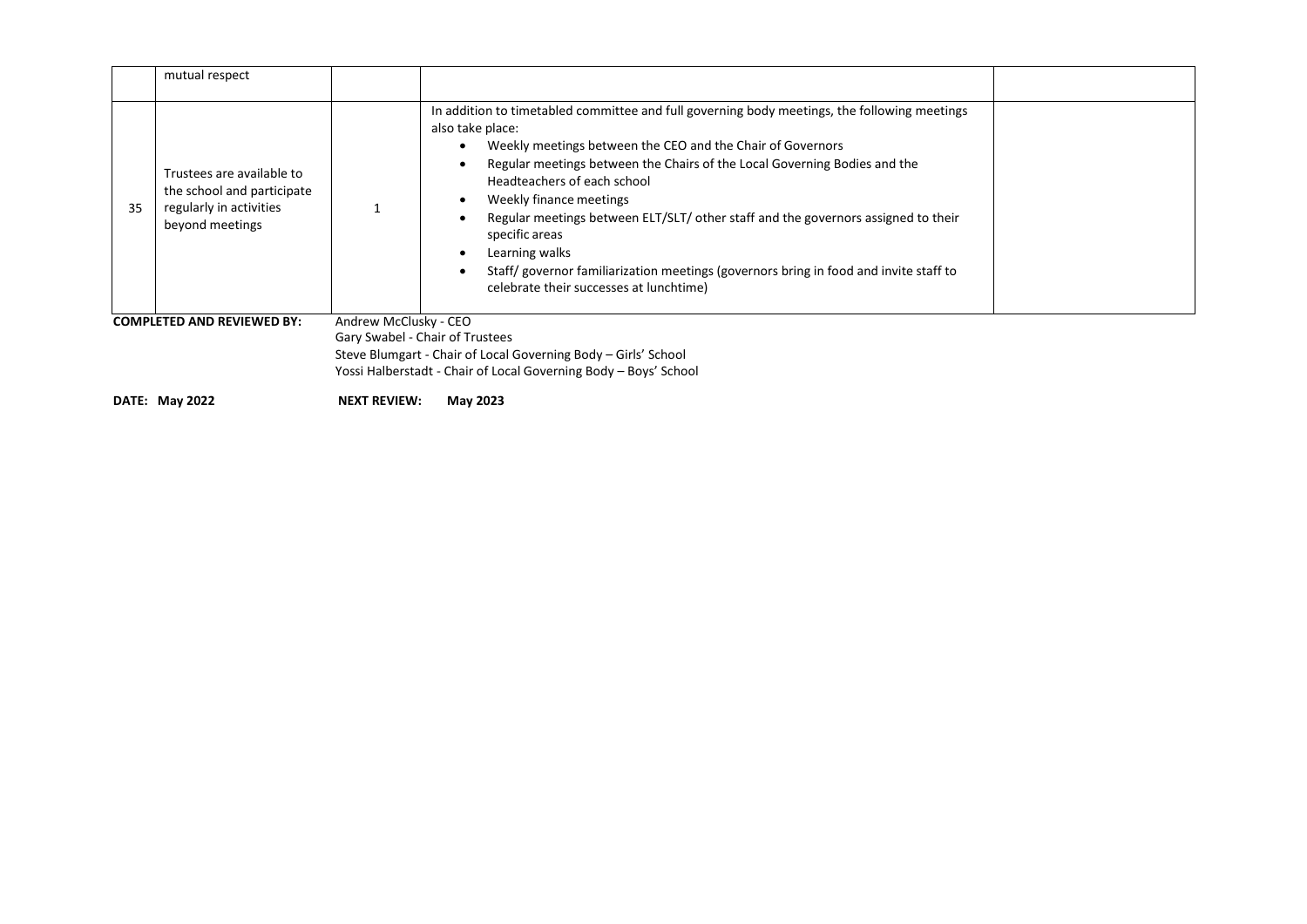| | | | | |
|---|---|---|---|---|
| | mutual respect | | | |
| 35 | Trustees are available to the school and participate regularly in activities beyond meetings | 1 | In addition to timetabled committee and full governing body meetings, the following meetings also take place:<br>• Weekly meetings between the CEO and the Chair of Governors<br>• Regular meetings between the Chairs of the Local Governing Bodies and the Headteachers of each school<br>• Weekly finance meetings<br>• Regular meetings between ELT/SLT/ other staff and the governors assigned to their specific areas<br>• Learning walks<br>• Staff/ governor familiarization meetings (governors bring in food and invite staff to celebrate their successes at lunchtime) | |

**COMPLETED AND REVIEWED BY:** Andrew McClusky - CEO
Gary Swabel - Chair of Trustees
Steve Blumgart - Chair of Local Governing Body – Girls' School
Yossi Halberstadt - Chair of Local Governing Body – Boys' School

**DATE: May 2022** **NEXT REVIEW:** **May 2023**